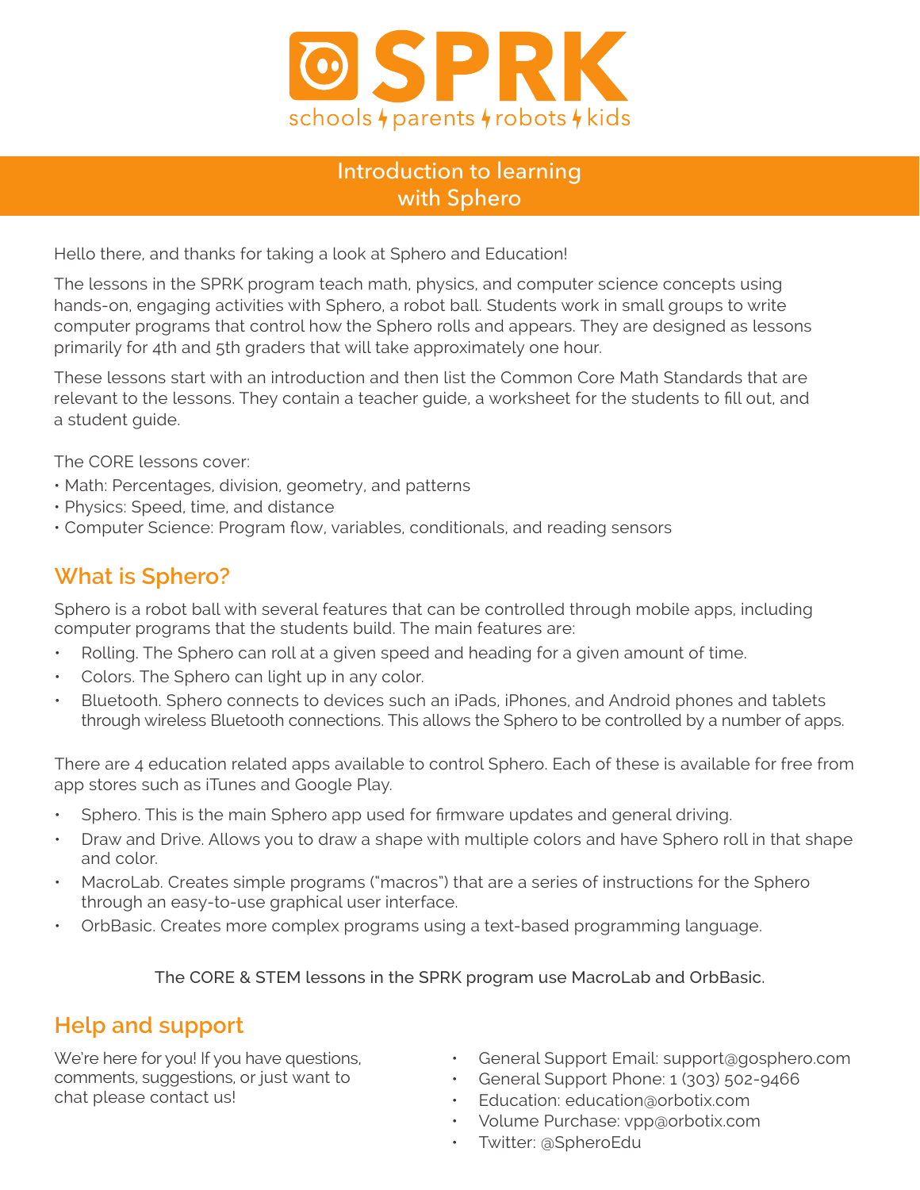# SPRK

schools ϟ parents ϟ robots ϟ kids

## Introduction to learning with Sphero

Hello there, and thanks for taking a look at Sphero and Education!

The lessons in the SPRK program teach math, physics, and computer science concepts using hands-on, engaging activities with Sphero, a robot ball. Students work in small groups to write computer programs that control how the Sphero rolls and appears. They are designed as lessons primarily for 4th and 5th graders that will take approximately one hour.

These lessons start with an introduction and then list the Common Core Math Standards that are relevant to the lessons. They contain a teacher guide, a worksheet for the students to fill out, and a student guide.

The CORE lessons cover:

- Math: Percentages, division, geometry, and patterns
- Physics: Speed, time, and distance
- Computer Science: Program flow, variables, conditionals, and reading sensors

## What is Sphero?

Sphero is a robot ball with several features that can be controlled through mobile apps, including computer programs that the students build. The main features are:

- Rolling. The Sphero can roll at a given speed and heading for a given amount of time.
- Colors. The Sphero can light up in any color.
- Bluetooth. Sphero connects to devices such an iPads, iPhones, and Android phones and tablets through wireless Bluetooth connections. This allows the Sphero to be controlled by a number of apps.

There are 4 education related apps available to control Sphero. Each of these is available for free from app stores such as iTunes and Google Play.

- Sphero. This is the main Sphero app used for firmware updates and general driving.
- Draw and Drive. Allows you to draw a shape with multiple colors and have Sphero roll in that shape and color.
- MacroLab. Creates simple programs ("macros") that are a series of instructions for the Sphero through an easy-to-use graphical user interface.
- OrbBasic. Creates more complex programs using a text-based programming language.

The CORE & STEM lessons in the SPRK program use MacroLab and OrbBasic.

## Help and support

We're here for you! If you have questions, comments, suggestions, or just want to chat please contact us!

- General Support Email: support@gosphero.com
- General Support Phone: 1 (303) 502-9466
- Education: education@orbotix.com
- Volume Purchase: vpp@orbotix.com
- Twitter: @SpheroEdu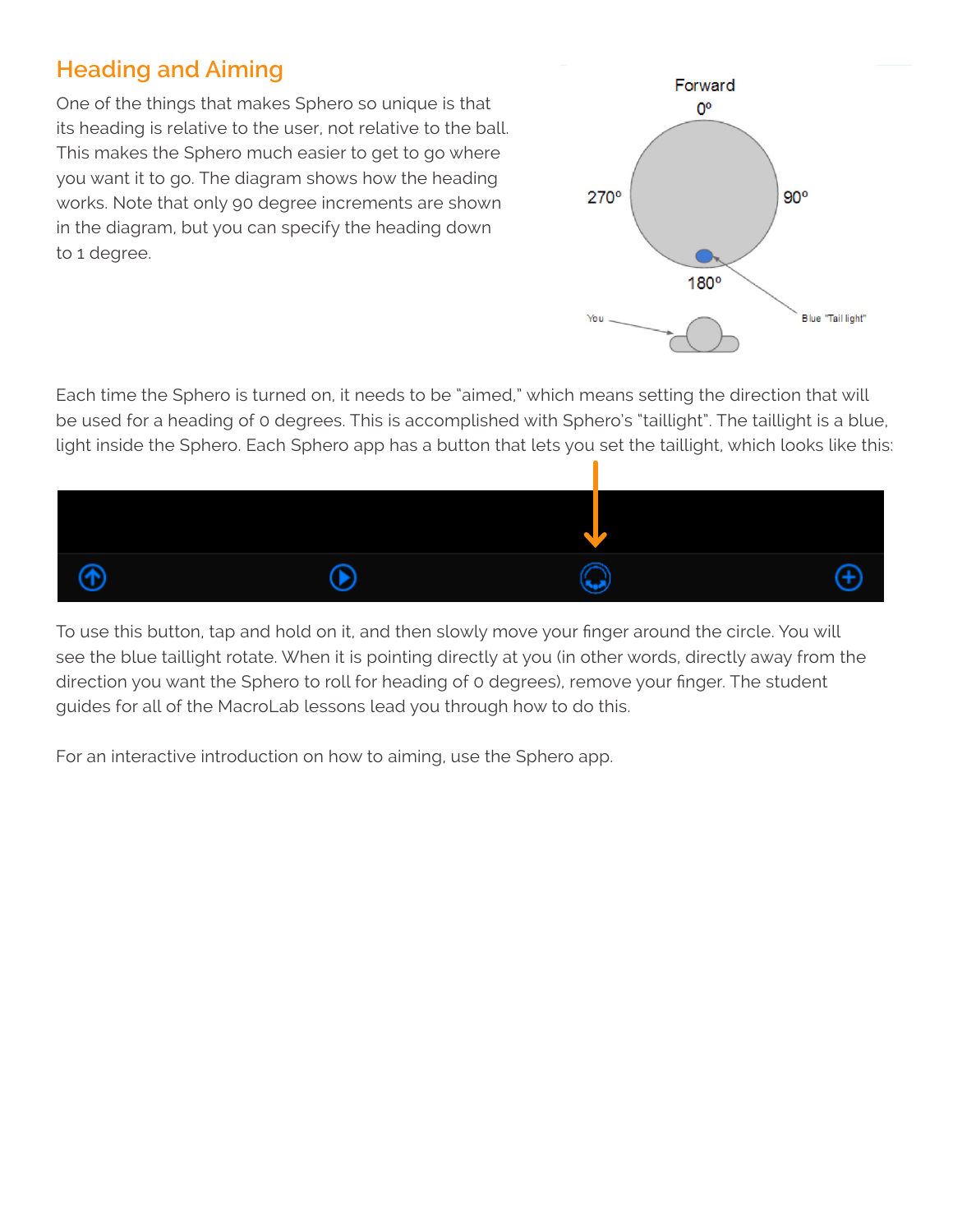## Heading and Aiming

One of the things that makes Sphero so unique is that its heading is relative to the user, not relative to the ball. This makes the Sphero much easier to get to go where you want it to go. The diagram shows how the heading works. Note that only 90 degree increments are shown in the diagram, but you can specify the heading down to 1 degree.

Forward
0°
270°
90°
180°
You
Blue "Tail light"

Each time the Sphero is turned on, it needs to be "aimed," which means setting the direction that will be used for a heading of 0 degrees. This is accomplished with Sphero's "taillight". The taillight is a blue, light inside the Sphero. Each Sphero app has a button that lets you set the taillight, which looks like this:

To use this button, tap and hold on it, and then slowly move your finger around the circle. You will see the blue taillight rotate. When it is pointing directly at you (in other words, directly away from the direction you want the Sphero to roll for heading of 0 degrees), remove your finger. The student guides for all of the MacroLab lessons lead you through how to do this.

For an interactive introduction on how to aiming, use the Sphero app.